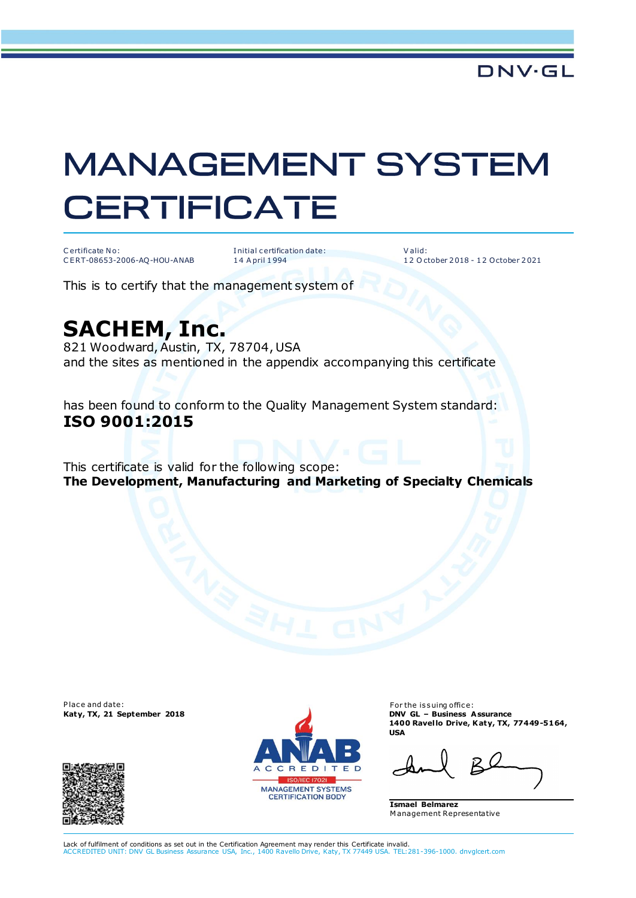DNV·GL

# MANAGEMENT SYSTEM CERTIFICATE

| Certificate No: | Initial certification date: | Valid: |
| --- | --- | --- |
| CERT-08653-2006-AQ-HOU-ANAB | 14 April 1994 | 12 October 2018 - 12 October 2021 |

This is to certify that the management system of

## SACHEM, Inc.

821 Woodward, Austin, TX, 78704, USA
and the sites as mentioned in the appendix accompanying this certificate

has been found to conform to the Quality Management System standard:
**ISO 9001:2015**

This certificate is valid for the following scope:
**The Development, Manufacturing and Marketing of Specialty Chemicals**

Place and date:
**Katy, TX, 21 September 2018**

ANAB ACCREDITED
ISO/IEC 17021
MANAGEMENT SYSTEMS CERTIFICATION BODY

For the issuing office:
**DNV GL – Business Assurance**
**1400 Ravello Drive, Katy, TX, 77449-5164, USA**

**Ismael Belmarez**
Management Representative

Lack of fulfilment of conditions as set out in the Certification Agreement may render this Certificate invalid.
ACCREDITED UNIT: DNV GL Business Assurance USA, Inc., 1400 Ravello Drive, Katy, TX 77449 USA. TEL:281-396-1000. dnvglcert.com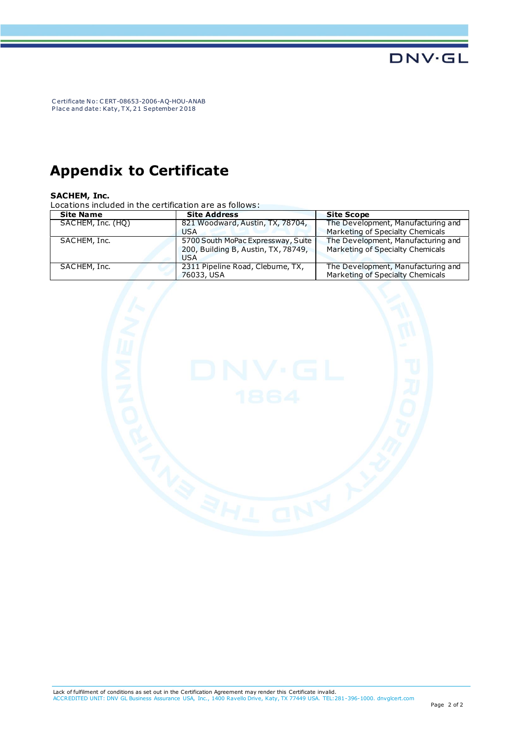Certificate No: CERT-08653-2006-AQ-HOU-ANAB
Place and date: Katy, TX, 21 September 2018

# Appendix to Certificate

**SACHEM, Inc.**
Locations included in the certification are as follows:

| Site Name | Site Address | Site Scope |
|---|---|---|
| SACHEM, Inc. (HQ) | 821 Woodward, Austin, TX, 78704, USA | The Development, Manufacturing and Marketing of Specialty Chemicals |
| SACHEM, Inc. | 5700 South MoPac Expressway, Suite 200, Building B, Austin, TX, 78749, USA | The Development, Manufacturing and Marketing of Specialty Chemicals |
| SACHEM, Inc. | 2311 Pipeline Road, Cleburne, TX, 76033, USA | The Development, Manufacturing and Marketing of Specialty Chemicals |

Lack of fulfilment of conditions as set out in the Certification Agreement may render this Certificate invalid.
ACCREDITED UNIT: DNV GL Business Assurance USA, Inc., 1400 Ravello Drive, Katy, TX 77449 USA. TEL:281-396-1000. dnvglcert.com